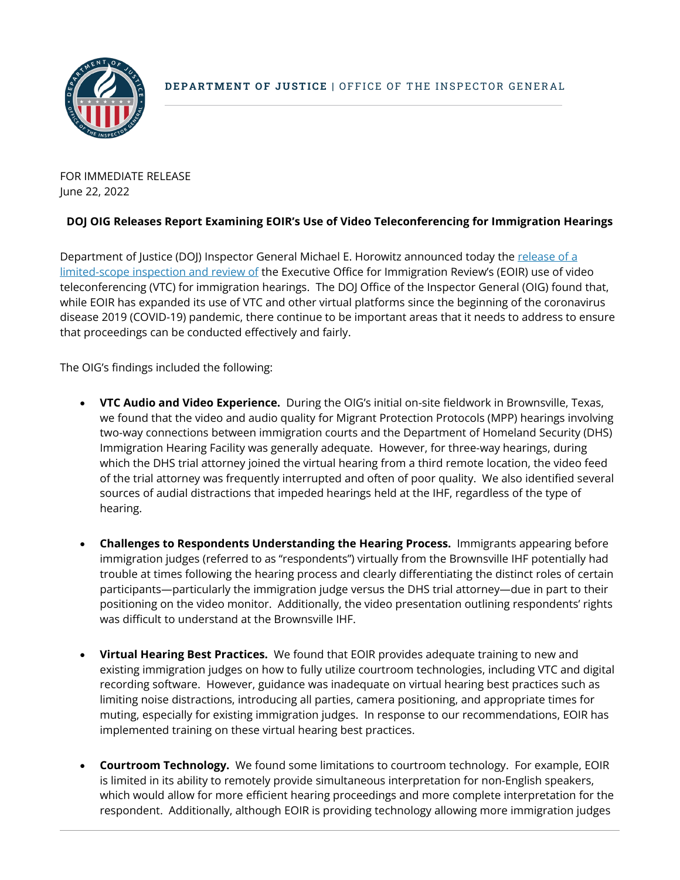DEPARTMENT OF JUSTICE | OFFICE OF THE INSPECTOR GENERAL

FOR IMMEDIATE RELEASE
June 22, 2022

**DOJ OIG Releases Report Examining EOIR's Use of Video Teleconferencing for Immigration Hearings**

Department of Justice (DOJ) Inspector General Michael E. Horowitz announced today the release of a limited-scope inspection and review of the Executive Office for Immigration Review's (EOIR) use of video teleconferencing (VTC) for immigration hearings. The DOJ Office of the Inspector General (OIG) found that, while EOIR has expanded its use of VTC and other virtual platforms since the beginning of the coronavirus disease 2019 (COVID-19) pandemic, there continue to be important areas that it needs to address to ensure that proceedings can be conducted effectively and fairly.

The OIG's findings included the following:

- **VTC Audio and Video Experience.** During the OIG's initial on-site fieldwork in Brownsville, Texas, we found that the video and audio quality for Migrant Protection Protocols (MPP) hearings involving two-way connections between immigration courts and the Department of Homeland Security (DHS) Immigration Hearing Facility was generally adequate. However, for three-way hearings, during which the DHS trial attorney joined the virtual hearing from a third remote location, the video feed of the trial attorney was frequently interrupted and often of poor quality. We also identified several sources of audial distractions that impeded hearings held at the IHF, regardless of the type of hearing.

- **Challenges to Respondents Understanding the Hearing Process.** Immigrants appearing before immigration judges (referred to as "respondents") virtually from the Brownsville IHF potentially had trouble at times following the hearing process and clearly differentiating the distinct roles of certain participants—particularly the immigration judge versus the DHS trial attorney—due in part to their positioning on the video monitor. Additionally, the video presentation outlining respondents' rights was difficult to understand at the Brownsville IHF.

- **Virtual Hearing Best Practices.** We found that EOIR provides adequate training to new and existing immigration judges on how to fully utilize courtroom technologies, including VTC and digital recording software. However, guidance was inadequate on virtual hearing best practices such as limiting noise distractions, introducing all parties, camera positioning, and appropriate times for muting, especially for existing immigration judges. In response to our recommendations, EOIR has implemented training on these virtual hearing best practices.

- **Courtroom Technology.** We found some limitations to courtroom technology. For example, EOIR is limited in its ability to remotely provide simultaneous interpretation for non-English speakers, which would allow for more efficient hearing proceedings and more complete interpretation for the respondent. Additionally, although EOIR is providing technology allowing more immigration judges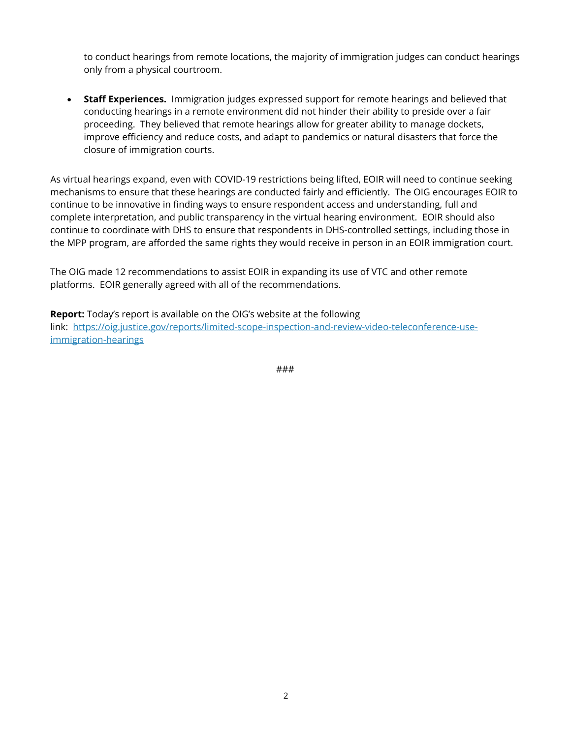to conduct hearings from remote locations, the majority of immigration judges can conduct hearings only from a physical courtroom.

- **Staff Experiences.** Immigration judges expressed support for remote hearings and believed that conducting hearings in a remote environment did not hinder their ability to preside over a fair proceeding. They believed that remote hearings allow for greater ability to manage dockets, improve efficiency and reduce costs, and adapt to pandemics or natural disasters that force the closure of immigration courts.

As virtual hearings expand, even with COVID-19 restrictions being lifted, EOIR will need to continue seeking mechanisms to ensure that these hearings are conducted fairly and efficiently. The OIG encourages EOIR to continue to be innovative in finding ways to ensure respondent access and understanding, full and complete interpretation, and public transparency in the virtual hearing environment. EOIR should also continue to coordinate with DHS to ensure that respondents in DHS-controlled settings, including those in the MPP program, are afforded the same rights they would receive in person in an EOIR immigration court.

The OIG made 12 recommendations to assist EOIR in expanding its use of VTC and other remote platforms. EOIR generally agreed with all of the recommendations.

**Report:** Today's report is available on the OIG's website at the following link: [https://oig.justice.gov/reports/limited-scope-inspection-and-review-video-teleconference-use-immigration-hearings](https://oig.justice.gov/reports/limited-scope-inspection-and-review-video-teleconference-use-immigration-hearings)

###